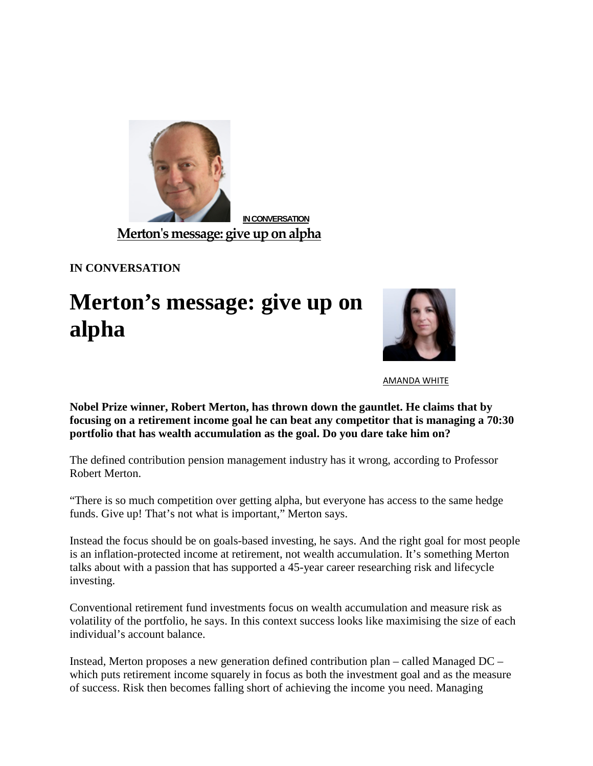IN CONVERSATION

**Merton's message: give up on alpha**

**IN CONVERSATION**

# Merton's message: give up on alpha

AMANDA WHITE

**Nobel Prize winner, Robert Merton, has thrown down the gauntlet. He claims that by focusing on a retirement income goal he can beat any competitor that is managing a 70:30 portfolio that has wealth accumulation as the goal. Do you dare take him on?**

The defined contribution pension management industry has it wrong, according to Professor Robert Merton.

"There is so much competition over getting alpha, but everyone has access to the same hedge funds. Give up! That's not what is important," Merton says.

Instead the focus should be on goals-based investing, he says. And the right goal for most people is an inflation-protected income at retirement, not wealth accumulation. It's something Merton talks about with a passion that has supported a 45-year career researching risk and lifecycle investing.

Conventional retirement fund investments focus on wealth accumulation and measure risk as volatility of the portfolio, he says. In this context success looks like maximising the size of each individual's account balance.

Instead, Merton proposes a new generation defined contribution plan – called Managed DC – which puts retirement income squarely in focus as both the investment goal and as the measure of success. Risk then becomes falling short of achieving the income you need. Managing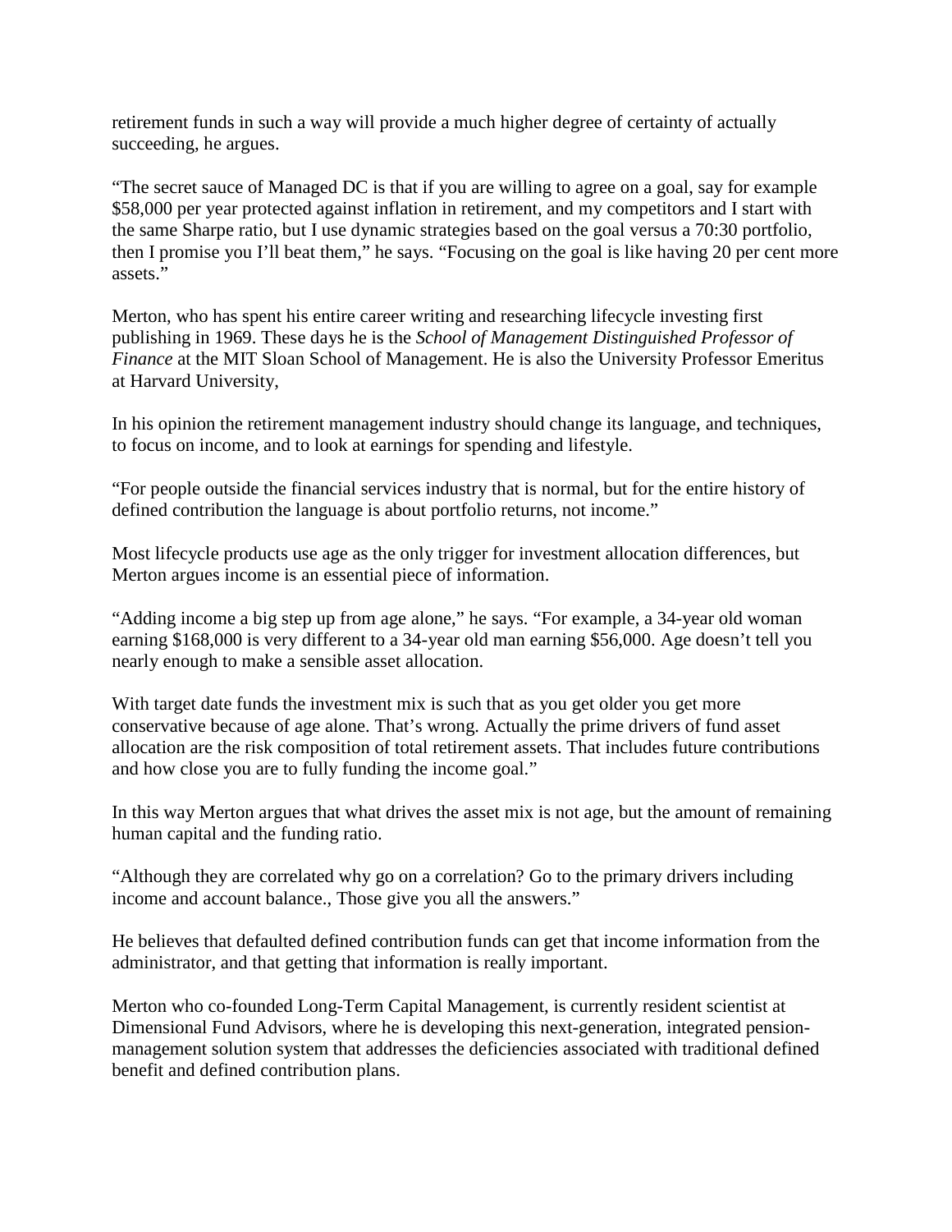retirement funds in such a way will provide a much higher degree of certainty of actually succeeding, he argues.

"The secret sauce of Managed DC is that if you are willing to agree on a goal, say for example $58,000 per year protected against inflation in retirement, and my competitors and I start with the same Sharpe ratio, but I use dynamic strategies based on the goal versus a 70:30 portfolio, then I promise you I'll beat them," he says. "Focusing on the goal is like having 20 per cent more assets."

Merton, who has spent his entire career writing and researching lifecycle investing first publishing in 1969. These days he is the *School of Management Distinguished Professor of Finance* at the MIT Sloan School of Management. He is also the University Professor Emeritus at Harvard University,

In his opinion the retirement management industry should change its language, and techniques, to focus on income, and to look at earnings for spending and lifestyle.

"For people outside the financial services industry that is normal, but for the entire history of defined contribution the language is about portfolio returns, not income."

Most lifecycle products use age as the only trigger for investment allocation differences, but Merton argues income is an essential piece of information.

"Adding income a big step up from age alone," he says. "For example, a 34-year old woman earning $168,000 is very different to a 34-year old man earning $56,000. Age doesn't tell you nearly enough to make a sensible asset allocation.

With target date funds the investment mix is such that as you get older you get more conservative because of age alone. That's wrong. Actually the prime drivers of fund asset allocation are the risk composition of total retirement assets. That includes future contributions and how close you are to fully funding the income goal."

In this way Merton argues that what drives the asset mix is not age, but the amount of remaining human capital and the funding ratio.

"Although they are correlated why go on a correlation? Go to the primary drivers including income and account balance., Those give you all the answers."

He believes that defaulted defined contribution funds can get that income information from the administrator, and that getting that information is really important.

Merton who co-founded Long-Term Capital Management, is currently resident scientist at Dimensional Fund Advisors, where he is developing this next-generation, integrated pension-management solution system that addresses the deficiencies associated with traditional defined benefit and defined contribution plans.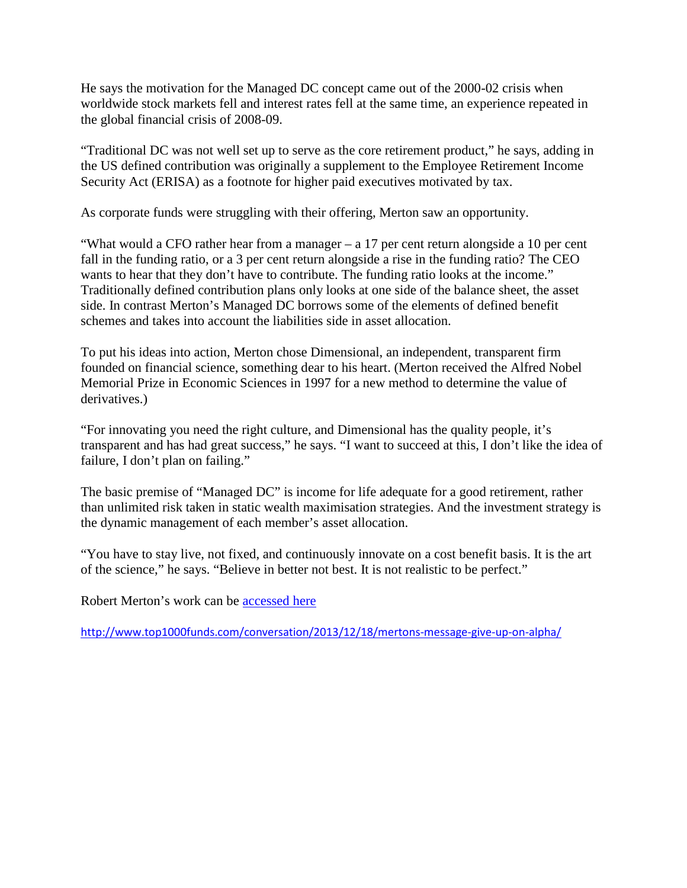He says the motivation for the Managed DC concept came out of the 2000-02 crisis when worldwide stock markets fell and interest rates fell at the same time, an experience repeated in the global financial crisis of 2008-09.

"Traditional DC was not well set up to serve as the core retirement product," he says, adding in the US defined contribution was originally a supplement to the Employee Retirement Income Security Act (ERISA) as a footnote for higher paid executives motivated by tax.

As corporate funds were struggling with their offering, Merton saw an opportunity.

"What would a CFO rather hear from a manager – a 17 per cent return alongside a 10 per cent fall in the funding ratio, or a 3 per cent return alongside a rise in the funding ratio? The CEO wants to hear that they don't have to contribute. The funding ratio looks at the income." Traditionally defined contribution plans only looks at one side of the balance sheet, the asset side. In contrast Merton's Managed DC borrows some of the elements of defined benefit schemes and takes into account the liabilities side in asset allocation.

To put his ideas into action, Merton chose Dimensional, an independent, transparent firm founded on financial science, something dear to his heart. (Merton received the Alfred Nobel Memorial Prize in Economic Sciences in 1997 for a new method to determine the value of derivatives.)

"For innovating you need the right culture, and Dimensional has the quality people, it's transparent and has had great success," he says. "I want to succeed at this, I don't like the idea of failure, I don't plan on failing."

The basic premise of "Managed DC" is income for life adequate for a good retirement, rather than unlimited risk taken in static wealth maximisation strategies. And the investment strategy is the dynamic management of each member's asset allocation.

"You have to stay live, not fixed, and continuously innovate on a cost benefit basis. It is the art of the science," he says. "Believe in better not best. It is not realistic to be perfect."

Robert Merton's work can be accessed here

http://www.top1000funds.com/conversation/2013/12/18/mertons-message-give-up-on-alpha/